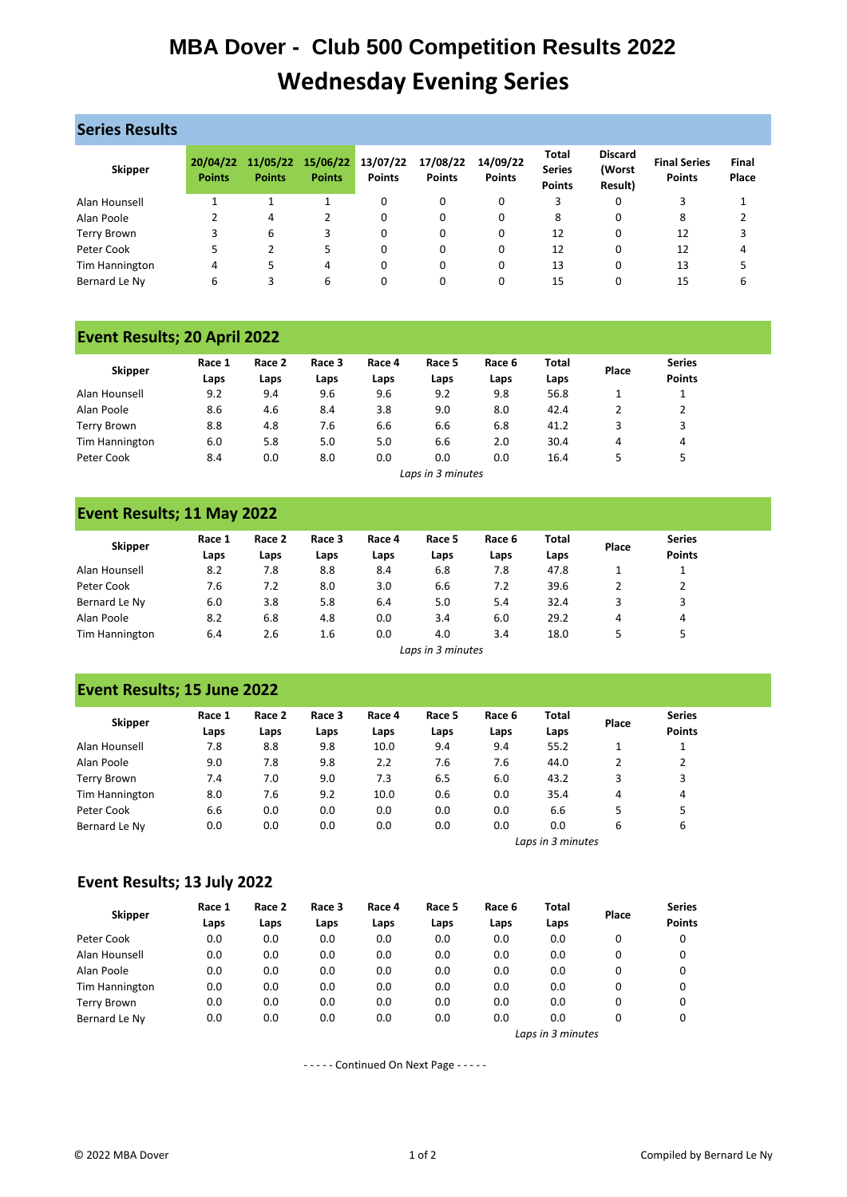# MBA Dover - Club 500 Competition Results 2022

# Wednesday Evening Series

## Series Results

| Skipper | 20/04/22 Points | 11/05/22 Points | 15/06/22 Points | 13/07/22 Points | 17/08/22 Points | 14/09/22 Points | Total Series Points | Discard (Worst Result) | Final Series Points | Final Place |
|---|---|---|---|---|---|---|---|---|---|---|
| Alan Hounsell | 1 | 1 | 1 | 0 | 0 | 0 | 3 | 0 | 3 | 1 |
| Alan Poole | 2 | 4 | 2 | 0 | 0 | 0 | 8 | 0 | 8 | 2 |
| Terry Brown | 3 | 6 | 3 | 0 | 0 | 0 | 12 | 0 | 12 | 3 |
| Peter Cook | 5 | 2 | 5 | 0 | 0 | 0 | 12 | 0 | 12 | 4 |
| Tim Hannington | 4 | 5 | 4 | 0 | 0 | 0 | 13 | 0 | 13 | 5 |
| Bernard Le Ny | 6 | 3 | 6 | 0 | 0 | 0 | 15 | 0 | 15 | 6 |

## Event Results; 20 April 2022

| Skipper | Race 1 Laps | Race 2 Laps | Race 3 Laps | Race 4 Laps | Race 5 Laps | Race 6 Laps | Total Laps | Place | Series Points |
|---|---|---|---|---|---|---|---|---|---|
| Alan Hounsell | 9.2 | 9.4 | 9.6 | 9.6 | 9.2 | 9.8 | 56.8 | 1 | 1 |
| Alan Poole | 8.6 | 4.6 | 8.4 | 3.8 | 9.0 | 8.0 | 42.4 | 2 | 2 |
| Terry Brown | 8.8 | 4.8 | 7.6 | 6.6 | 6.6 | 6.8 | 41.2 | 3 | 3 |
| Tim Hannington | 6.0 | 5.8 | 5.0 | 5.0 | 6.6 | 2.0 | 30.4 | 4 | 4 |
| Peter Cook | 8.4 | 0.0 | 8.0 | 0.0 | 0.0 | 0.0 | 16.4 | 5 | 5 |

*Laps in 3 minutes*

## Event Results; 11 May 2022

| Skipper | Race 1 Laps | Race 2 Laps | Race 3 Laps | Race 4 Laps | Race 5 Laps | Race 6 Laps | Total Laps | Place | Series Points |
|---|---|---|---|---|---|---|---|---|---|
| Alan Hounsell | 8.2 | 7.8 | 8.8 | 8.4 | 6.8 | 7.8 | 47.8 | 1 | 1 |
| Peter Cook | 7.6 | 7.2 | 8.0 | 3.0 | 6.6 | 7.2 | 39.6 | 2 | 2 |
| Bernard Le Ny | 6.0 | 3.8 | 5.8 | 6.4 | 5.0 | 5.4 | 32.4 | 3 | 3 |
| Alan Poole | 8.2 | 6.8 | 4.8 | 0.0 | 3.4 | 6.0 | 29.2 | 4 | 4 |
| Tim Hannington | 6.4 | 2.6 | 1.6 | 0.0 | 4.0 | 3.4 | 18.0 | 5 | 5 |

*Laps in 3 minutes*

## Event Results; 15 June 2022

| Skipper | Race 1 Laps | Race 2 Laps | Race 3 Laps | Race 4 Laps | Race 5 Laps | Race 6 Laps | Total Laps | Place | Series Points |
|---|---|---|---|---|---|---|---|---|---|
| Alan Hounsell | 7.8 | 8.8 | 9.8 | 10.0 | 9.4 | 9.4 | 55.2 | 1 | 1 |
| Alan Poole | 9.0 | 7.8 | 9.8 | 2.2 | 7.6 | 7.6 | 44.0 | 2 | 2 |
| Terry Brown | 7.4 | 7.0 | 9.0 | 7.3 | 6.5 | 6.0 | 43.2 | 3 | 3 |
| Tim Hannington | 8.0 | 7.6 | 9.2 | 10.0 | 0.6 | 0.0 | 35.4 | 4 | 4 |
| Peter Cook | 6.6 | 0.0 | 0.0 | 0.0 | 0.0 | 0.0 | 6.6 | 5 | 5 |
| Bernard Le Ny | 0.0 | 0.0 | 0.0 | 0.0 | 0.0 | 0.0 | 0.0 | 6 | 6 |

*Laps in 3 minutes*

## Event Results; 13 July 2022

| Skipper | Race 1 Laps | Race 2 Laps | Race 3 Laps | Race 4 Laps | Race 5 Laps | Race 6 Laps | Total Laps | Place | Series Points |
|---|---|---|---|---|---|---|---|---|---|
| Peter Cook | 0.0 | 0.0 | 0.0 | 0.0 | 0.0 | 0.0 | 0.0 | 0 | 0 |
| Alan Hounsell | 0.0 | 0.0 | 0.0 | 0.0 | 0.0 | 0.0 | 0.0 | 0 | 0 |
| Alan Poole | 0.0 | 0.0 | 0.0 | 0.0 | 0.0 | 0.0 | 0.0 | 0 | 0 |
| Tim Hannington | 0.0 | 0.0 | 0.0 | 0.0 | 0.0 | 0.0 | 0.0 | 0 | 0 |
| Terry Brown | 0.0 | 0.0 | 0.0 | 0.0 | 0.0 | 0.0 | 0.0 | 0 | 0 |
| Bernard Le Ny | 0.0 | 0.0 | 0.0 | 0.0 | 0.0 | 0.0 | 0.0 | 0 | 0 |

*Laps in 3 minutes*

- - - - - Continued On Next Page - - - - -

© 2022 MBA Dover

Compiled by Bernard Le Ny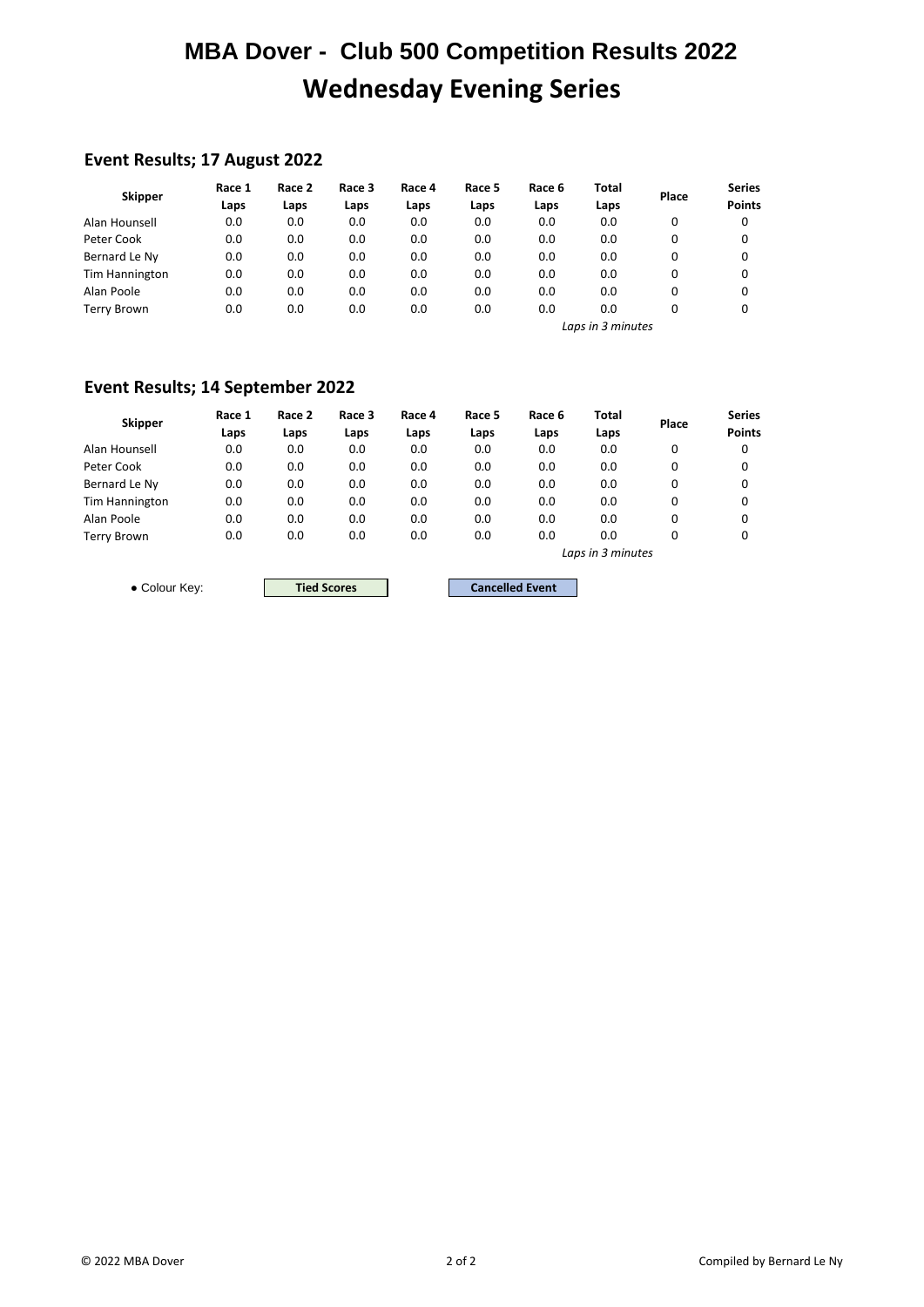# MBA Dover - Club 500 Competition Results 2022

# Wednesday Evening Series

## Event Results; 17 August 2022

| Skipper | Race 1 Laps | Race 2 Laps | Race 3 Laps | Race 4 Laps | Race 5 Laps | Race 6 Laps | Total Laps | Place | Series Points |
|---|---|---|---|---|---|---|---|---|---|
| Alan Hounsell | 0.0 | 0.0 | 0.0 | 0.0 | 0.0 | 0.0 | 0.0 | 0 | 0 |
| Peter Cook | 0.0 | 0.0 | 0.0 | 0.0 | 0.0 | 0.0 | 0.0 | 0 | 0 |
| Bernard Le Ny | 0.0 | 0.0 | 0.0 | 0.0 | 0.0 | 0.0 | 0.0 | 0 | 0 |
| Tim Hannington | 0.0 | 0.0 | 0.0 | 0.0 | 0.0 | 0.0 | 0.0 | 0 | 0 |
| Alan Poole | 0.0 | 0.0 | 0.0 | 0.0 | 0.0 | 0.0 | 0.0 | 0 | 0 |
| Terry Brown | 0.0 | 0.0 | 0.0 | 0.0 | 0.0 | 0.0 | 0.0 | 0 | 0 |

*Laps in 3 minutes*

## Event Results; 14 September 2022

| Skipper | Race 1 Laps | Race 2 Laps | Race 3 Laps | Race 4 Laps | Race 5 Laps | Race 6 Laps | Total Laps | Place | Series Points |
|---|---|---|---|---|---|---|---|---|---|
| Alan Hounsell | 0.0 | 0.0 | 0.0 | 0.0 | 0.0 | 0.0 | 0.0 | 0 | 0 |
| Peter Cook | 0.0 | 0.0 | 0.0 | 0.0 | 0.0 | 0.0 | 0.0 | 0 | 0 |
| Bernard Le Ny | 0.0 | 0.0 | 0.0 | 0.0 | 0.0 | 0.0 | 0.0 | 0 | 0 |
| Tim Hannington | 0.0 | 0.0 | 0.0 | 0.0 | 0.0 | 0.0 | 0.0 | 0 | 0 |
| Alan Poole | 0.0 | 0.0 | 0.0 | 0.0 | 0.0 | 0.0 | 0.0 | 0 | 0 |
| Terry Brown | 0.0 | 0.0 | 0.0 | 0.0 | 0.0 | 0.0 | 0.0 | 0 | 0 |

*Laps in 3 minutes*

• Colour Key: **Tied Scores** **Cancelled Event**

© 2022 MBA Dover

Compiled by Bernard Le Ny